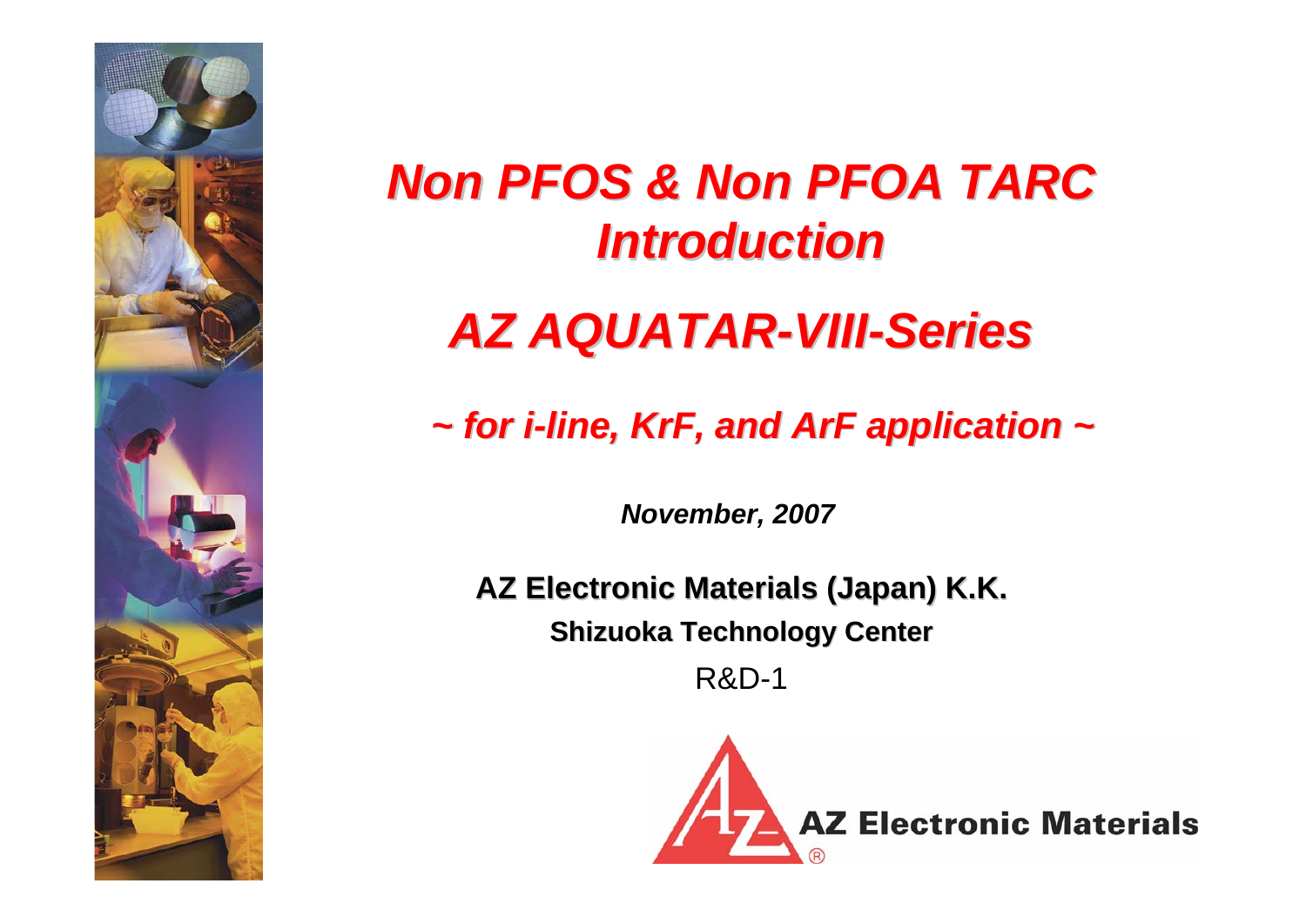# *Non PFOS & Non PFOA TARC Introduction*

# *AZ AQUATAR-VIII-Series*

### *~ for i-line, KrF, and ArF application ~*

***November, 2007***

**AZ Electronic Materials (Japan) K.K.**

**Shizuoka Technology Center**

R&D-1

AZ Electronic Materials ®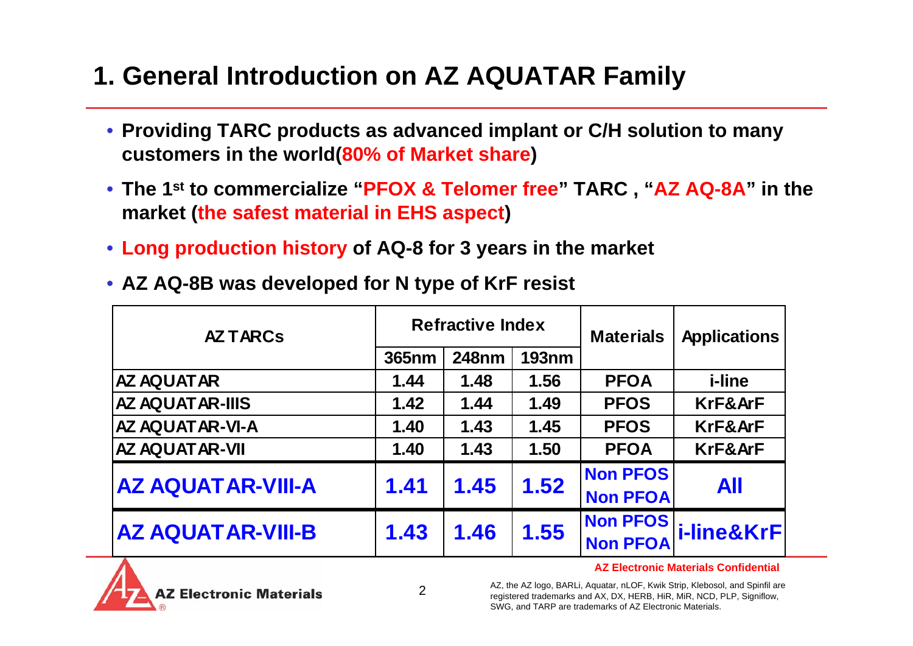# 1. General Introduction on AZ AQUATAR Family

- **Providing TARC products as advanced implant or C/H solution to many customers in the world(80% of Market share)**
- **The 1st to commercialize "PFOX & Telomer free" TARC , "AZ AQ-8A" in the market (the safest material in EHS aspect)**
- **Long production history of AQ-8 for 3 years in the market**
- **AZ AQ-8B was developed for N type of KrF resist**

| AZ TARCs | Refractive Index | | | Materials | Applications |
|---|---|---|---|---|---|
| | 365nm | 248nm | 193nm | | |
| AZ AQUATAR | 1.44 | 1.48 | 1.56 | PFOA | i-line |
| AZ AQUATAR-IIIS | 1.42 | 1.44 | 1.49 | PFOS | KrF&ArF |
| AZ AQUATAR-VI-A | 1.40 | 1.43 | 1.45 | PFOS | KrF&ArF |
| AZ AQUATAR-VII | 1.40 | 1.43 | 1.50 | PFOA | KrF&ArF |
| **AZ AQUATAR-VIII-A** | **1.41** | **1.45** | **1.52** | **Non PFOS Non PFOA** | **All** |
| **AZ AQUATAR-VIII-B** | **1.43** | **1.46** | **1.55** | **Non PFOS Non PFOA** | **i-line&KrF** |

AZ Electronic Materials Confidential

AZ, the AZ logo, BARLi, Aquatar, nLOF, Kwik Strip, Klebosol, and Spinfil are registered trademarks and AX, DX, HERB, HiR, MiR, NCD, PLP, Signiflow, SWG, and TARP are trademarks of AZ Electronic Materials.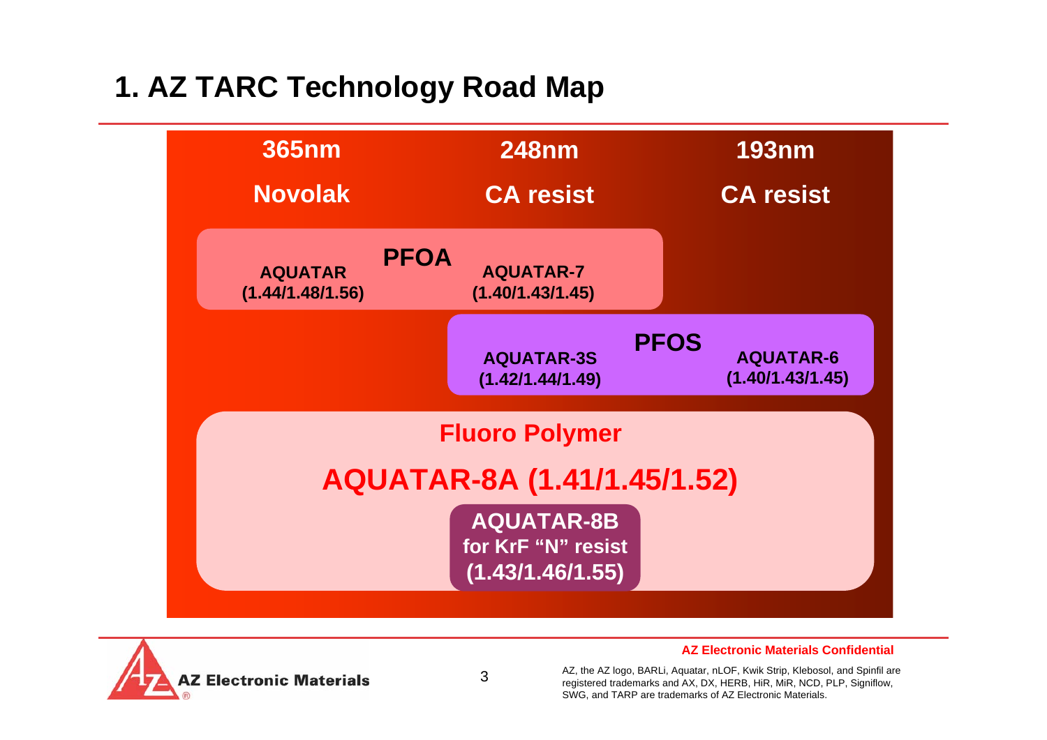# 1. AZ TARC Technology Road Map

| 365nm | 248nm | 193nm |
|---|---|---|
| Novolak | CA resist | CA resist |

**PFOA**

- **AQUATAR (1.44/1.48/1.56)**
- **AQUATAR-7 (1.40/1.43/1.45)**

**PFOS**

- **AQUATAR-3S (1.42/1.44/1.49)**
- **AQUATAR-6 (1.40/1.43/1.45)**

**Fluoro Polymer**

**AQUATAR-8A (1.41/1.45/1.52)**

**AQUATAR-8B for KrF “N” resist (1.43/1.46/1.55)**

**AZ Electronic Materials Confidential**

AZ, the AZ logo, BARLi, Aquatar, nLOF, Kwik Strip, Klebosol, and Spinfil are registered trademarks and AX, DX, HERB, HiR, MiR, NCD, PLP, Signiflow, SWG, and TARP are trademarks of AZ Electronic Materials.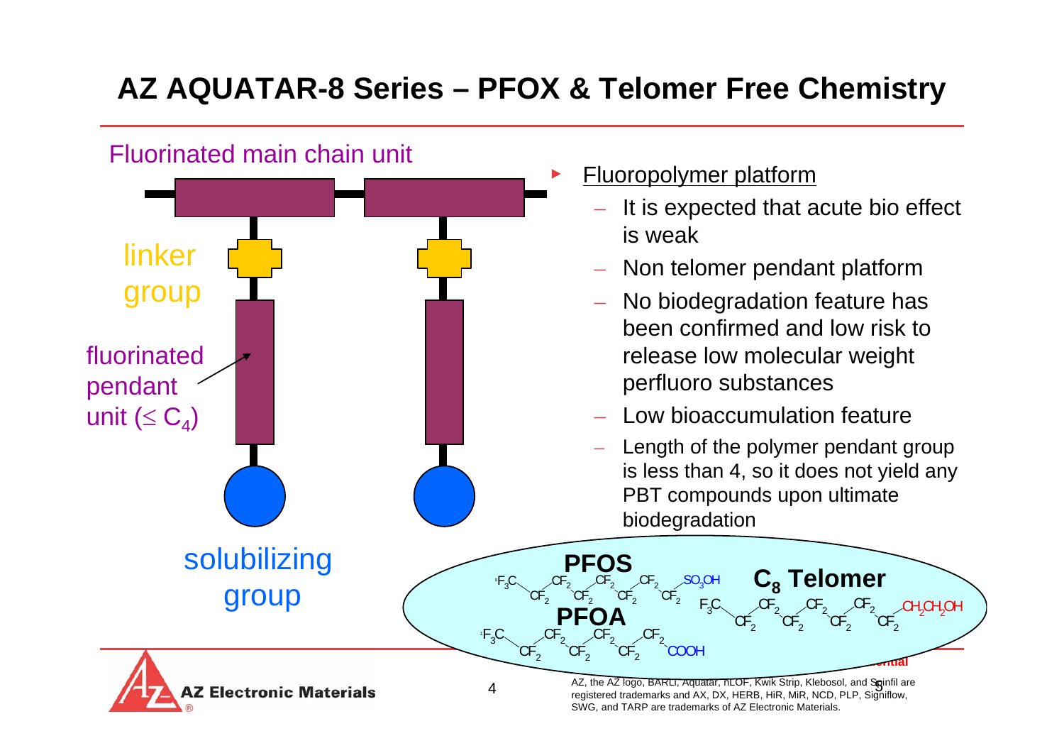# AZ AQUATAR-8 Series – PFOX & Telomer Free Chemistry

Fluorinated main chain unit

linker group

fluorinated pendant unit ($\leq C_4$)

solubilizing group

- Fluoropolymer platform
  - It is expected that acute bio effect is weak
  - Non telomer pendant platform
  - No biodegradation feature has been confirmed and low risk to release low molecular weight perfluoro substances
  - Low bioaccumulation feature
  - Length of the polymer pendant group is less than 4, so it does not yield any PBT compounds upon ultimate biodegradation

**PFOS**

$F_3C-CF_2-CF_2-CF_2-CF_2-CF_2-CF_2-CF_2-SO_3H$

**PFOA**

$F_3C-CF_2-CF_2-CF_2-CF_2-CF_2-CF_2-COOH$

**$C_8$ Telomer**

$F_3C-CF_2-CF_2-CF_2-CF_2-CF_2-CF_2-CF_2-CH_2CH_2OH$

AZ, the AZ logo, BARLi, Aquatar, nLOF, Kwik Strip, Klebosol, and Spinfil are registered trademarks and AX, DX, HERB, HiR, MiR, NCD, PLP, Signiflow, SWG, and TARP are trademarks of AZ Electronic Materials.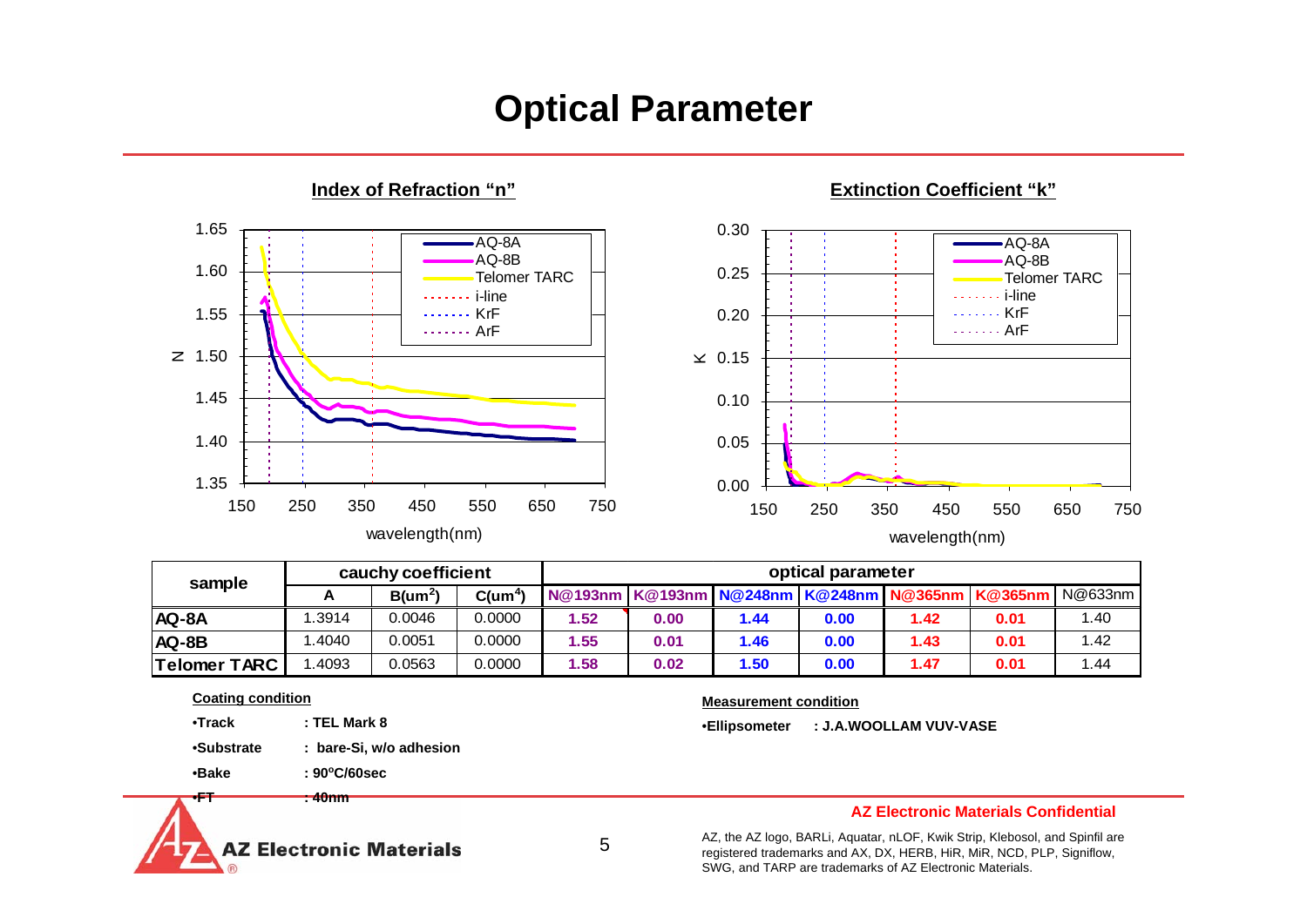# Optical Parameter

**Index of Refraction "n"**

**Extinction Coefficient "k"**

| sample | cauchy coefficient | | | optical parameter | | | | | | |
|---|---|---|---|---|---|---|---|---|---|---|
| | A | B(um$^2$) | C(um$^4$) | N@193nm | K@193nm | N@248nm | K@248nm | N@365nm | K@365nm | N@633nm |
| AQ-8A | 1.3914 | 0.0046 | 0.0000 | 1.52 | 0.00 | 1.44 | 0.00 | 1.42 | 0.01 | 1.40 |
| AQ-8B | 1.4040 | 0.0051 | 0.0000 | 1.55 | 0.01 | 1.46 | 0.00 | 1.43 | 0.01 | 1.42 |
| Telomer TARC | 1.4093 | 0.0563 | 0.0000 | 1.58 | 0.02 | 1.50 | 0.00 | 1.47 | 0.01 | 1.44 |

**Coating condition**

- **Track** : **TEL Mark 8**
- **Substrate** : **bare-Si, w/o adhesion**
- **Bake** : **90°C/60sec**
- **FT** : **40nm**

**Measurement condition**

- **Ellipsometer** : **J.A.WOOLLAM VUV-VASE**

**AZ Electronic Materials Confidential**

AZ, the AZ logo, BARLi, Aquatar, nLOF, Kwik Strip, Klebosol, and Spinfil are registered trademarks and AX, DX, HERB, HiR, MiR, NCD, PLP, Signiflow, SWG, and TARP are trademarks of AZ Electronic Materials.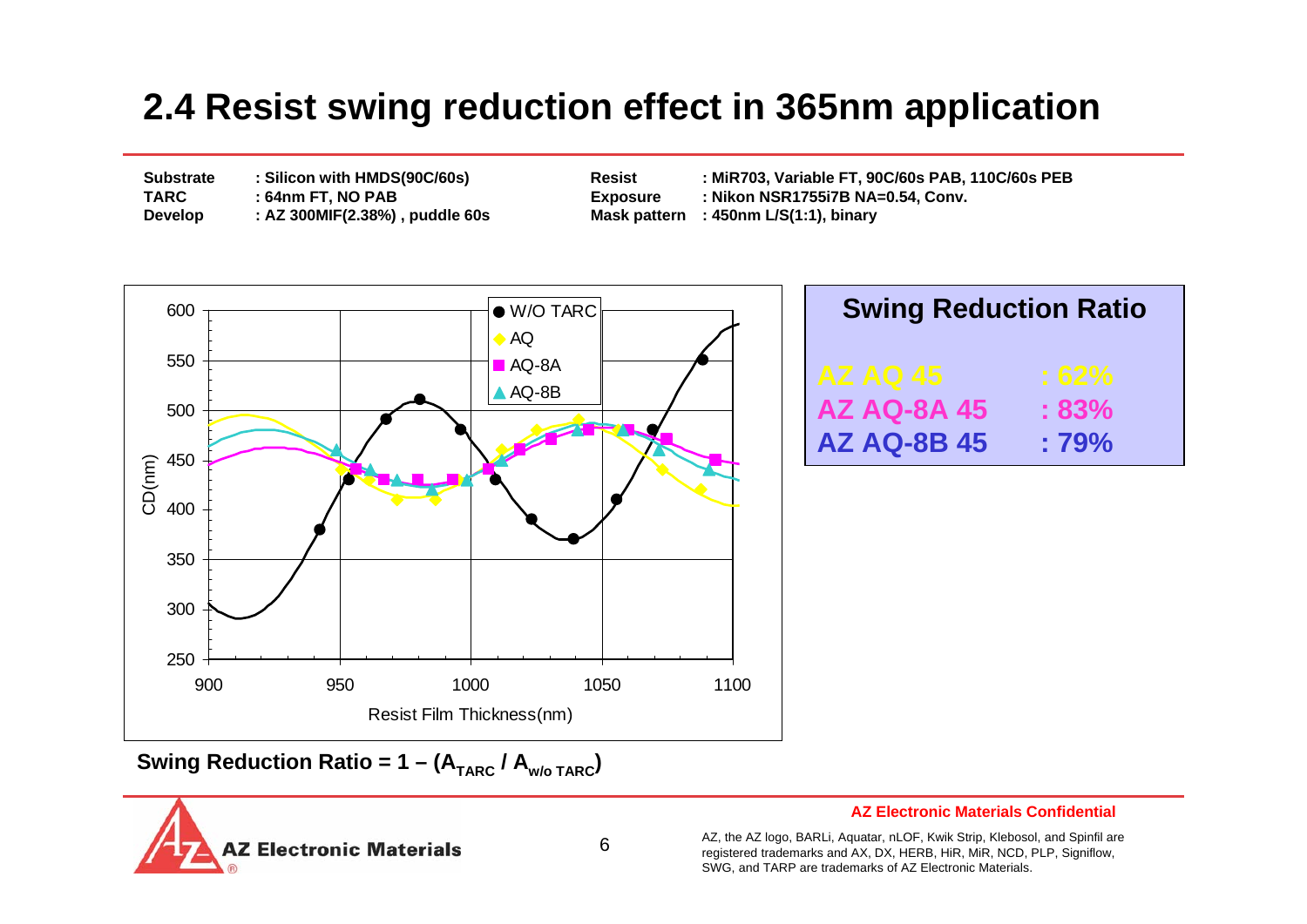# 2.4 Resist swing reduction effect in 365nm application

| | | | |
|---|---|---|---|
| **Substrate** | **: Silicon with HMDS(90C/60s)** | **Resist** | **: MiR703, Variable FT, 90C/60s PAB, 110C/60s PEB** |
| **TARC** | **: 64nm FT, NO PAB** | **Exposure** | **: Nikon NSR1755i7B NA=0.54, Conv.** |
| **Develop** | **: AZ 300MIF(2.38%) , puddle 60s** | **Mask pattern** | **: 450nm L/S(1:1), binary** |

### Swing Reduction Ratio

| | |
|---|---|
| **AZ AQ 45** | **: 62%** |
| **AZ AQ-8A 45** | **: 83%** |
| **AZ AQ-8B 45** | **: 79%** |

**Swing Reduction Ratio = 1 – ($A_{TARC}$ / $A_{w/o\ TARC}$)**

**AZ Electronic Materials Confidential**

AZ, the AZ logo, BARLi, Aquatar, nLOF, Kwik Strip, Klebosol, and Spinfil are registered trademarks and AX, DX, HERB, HiR, MiR, NCD, PLP, Signiflow, SWG, and TARP are trademarks of AZ Electronic Materials.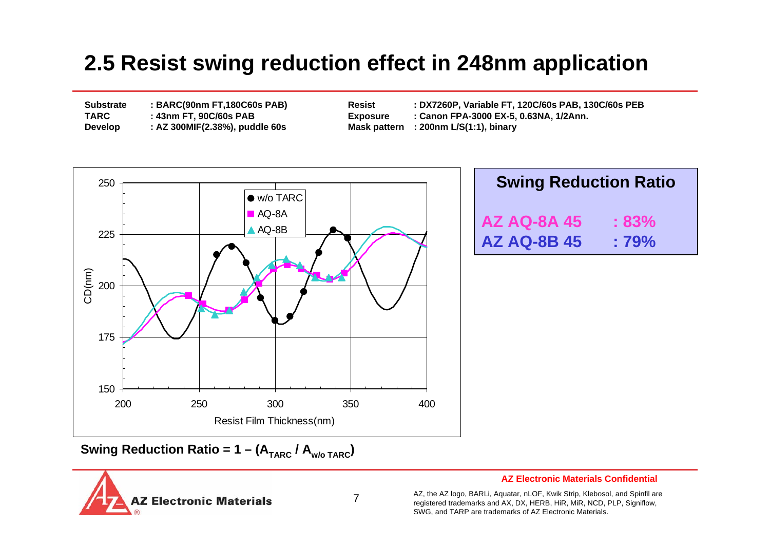# 2.5 Resist swing reduction effect in 248nm application

**Substrate** : BARC(90nm FT,180C60s PAB)
**TARC** : 43nm FT, 90C/60s PAB
**Develop** : AZ 300MIF(2.38%), puddle 60s

**Resist** : DX7260P, Variable FT, 120C/60s PAB, 130C/60s PEB
**Exposure** : Canon FPA-3000 EX-5, 0.63NA, 1/2Ann.
**Mask pattern** : 200nm L/S(1:1), binary

**Swing Reduction Ratio**

| | |
|---|---|
| **AZ AQ-8A 45** | **: 83%** |
| **AZ AQ-8B 45** | **: 79%** |

**Swing Reduction Ratio = 1 – ($A_{TARC}$ / $A_{w/o\ TARC}$)**

**AZ Electronic Materials Confidential**

AZ, the AZ logo, BARLi, Aquatar, nLOF, Kwik Strip, Klebosol, and Spinfil are registered trademarks and AX, DX, HERB, HiR, MiR, NCD, PLP, Signiflow, SWG, and TARP are trademarks of AZ Electronic Materials.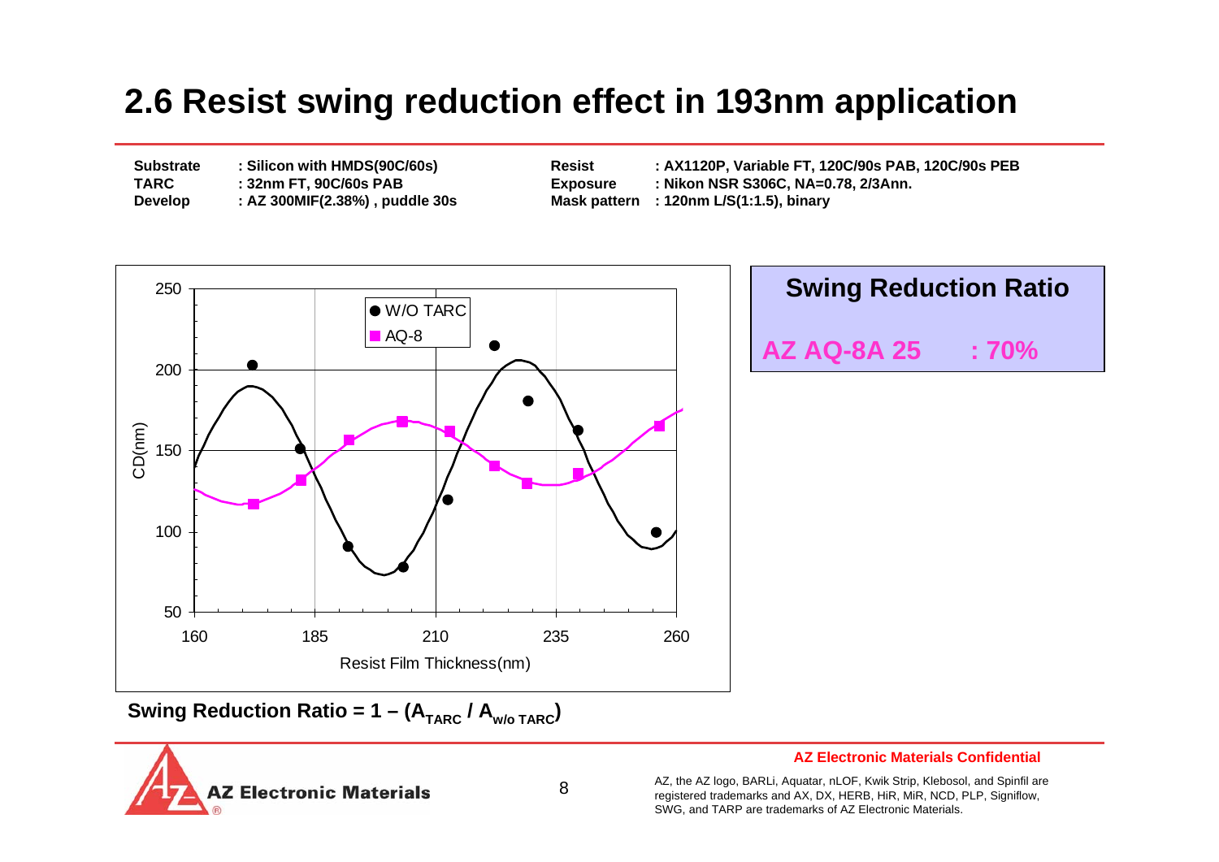# 2.6 Resist swing reduction effect in 193nm application

| | | | |
|---|---|---|---|
| **Substrate** | **: Silicon with HMDS(90C/60s)** | **Resist** | **: AX1120P, Variable FT, 120C/90s PAB, 120C/90s PEB** |
| **TARC** | **: 32nm FT, 90C/60s PAB** | **Exposure** | **: Nikon NSR S306C, NA=0.78, 2/3Ann.** |
| **Develop** | **: AZ 300MIF(2.38%) , puddle 30s** | **Mask pattern** | **: 120nm L/S(1:1.5), binary** |

## Swing Reduction Ratio

**AZ AQ-8A 25 : 70%**

**Swing Reduction Ratio = 1 – ($A_{TARC}$ / $A_{w/o\ TARC}$)**

**AZ Electronic Materials Confidential**

AZ, the AZ logo, BARLi, Aquatar, nLOF, Kwik Strip, Klebosol, and Spinfil are registered trademarks and AX, DX, HERB, HiR, MiR, NCD, PLP, Signiflow, SWG, and TARP are trademarks of AZ Electronic Materials.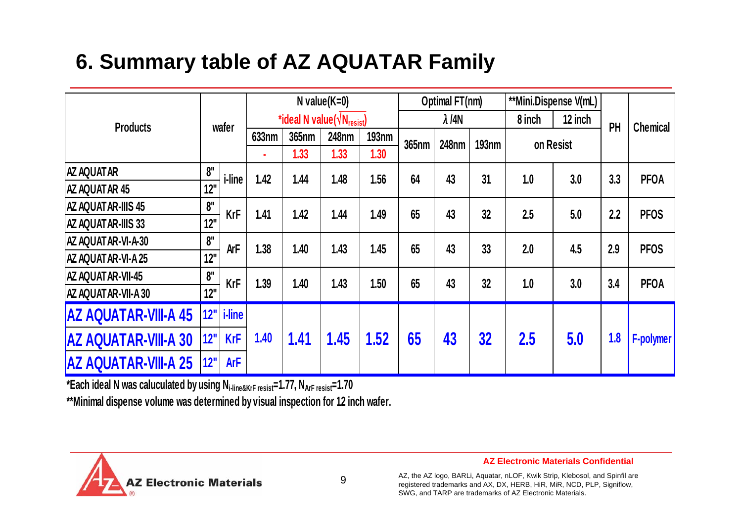# 6. Summary table of AZ AQUATAR Family

| Products | wafer | | N value(K=0) | | | | Optimal FT(nm) | | | **Mini.Dispense V(mL) | | PH | Chemical |
|---|---|---|---|---|---|---|---|---|---|---|---|---|---|
| | | | *ideal N value($\sqrt{N_{resist}}$) | | | | λ /4N | | | 8 inch | 12 inch | | |
| | | | 633nm | 365nm | 248nm | 193nm | 365nm | 248nm | 193nm | on Resist | | | |
| | | | - | 1.33 | 1.33 | 1.30 | | | | | | | |
| AZ AQUATAR | 8" | i-line | 1.42 | 1.44 | 1.48 | 1.56 | 64 | 43 | 31 | 1.0 | 3.0 | 3.3 | PFOA |
| AZ AQUATAR 45 | 12" | | | | | | | | | | | | |
| AZ AQUATAR-IIIS 45 | 8" | KrF | 1.41 | 1.42 | 1.44 | 1.49 | 65 | 43 | 32 | 2.5 | 5.0 | 2.2 | PFOS |
| AZ AQUATAR-IIIS 33 | 12" | | | | | | | | | | | | |
| AZ AQUATAR-VI-A-30 | 8" | ArF | 1.38 | 1.40 | 1.43 | 1.45 | 65 | 43 | 33 | 2.0 | 4.5 | 2.9 | PFOS |
| AZ AQUATAR-VI-A 25 | 12" | | | | | | | | | | | | |
| AZ AQUATAR-VII-45 | 8" | KrF | 1.39 | 1.40 | 1.43 | 1.50 | 65 | 43 | 32 | 1.0 | 3.0 | 3.4 | PFOA |
| AZ AQUATAR-VII-A 30 | 12" | | | | | | | | | | | | |
| **AZ AQUATAR-VIII-A 45** | 12" | i-line | 1.40 | 1.41 | 1.45 | 1.52 | 65 | 43 | 32 | 2.5 | 5.0 | 1.8 | F-polymer |
| **AZ AQUATAR-VIII-A 30** | 12" | KrF | | | | | | | | | | | |
| **AZ AQUATAR-VIII-A 25** | 12" | ArF | | | | | | | | | | | |

*Each ideal N was caluculated by using $N_{i\text{-}line\&KrF\ resist}$=1.77, $N_{ArF\ resist}$=1.70

**Minimal dispense volume was determined by visual inspection for 12 inch wafer.

**AZ Electronic Materials Confidential**

AZ, the AZ logo, BARLi, Aquatar, nLOF, Kwik Strip, Klebosol, and Spinfil are registered trademarks and AX, DX, HERB, HiR, MiR, NCD, PLP, Signiflow, SWG, and TARP are trademarks of AZ Electronic Materials.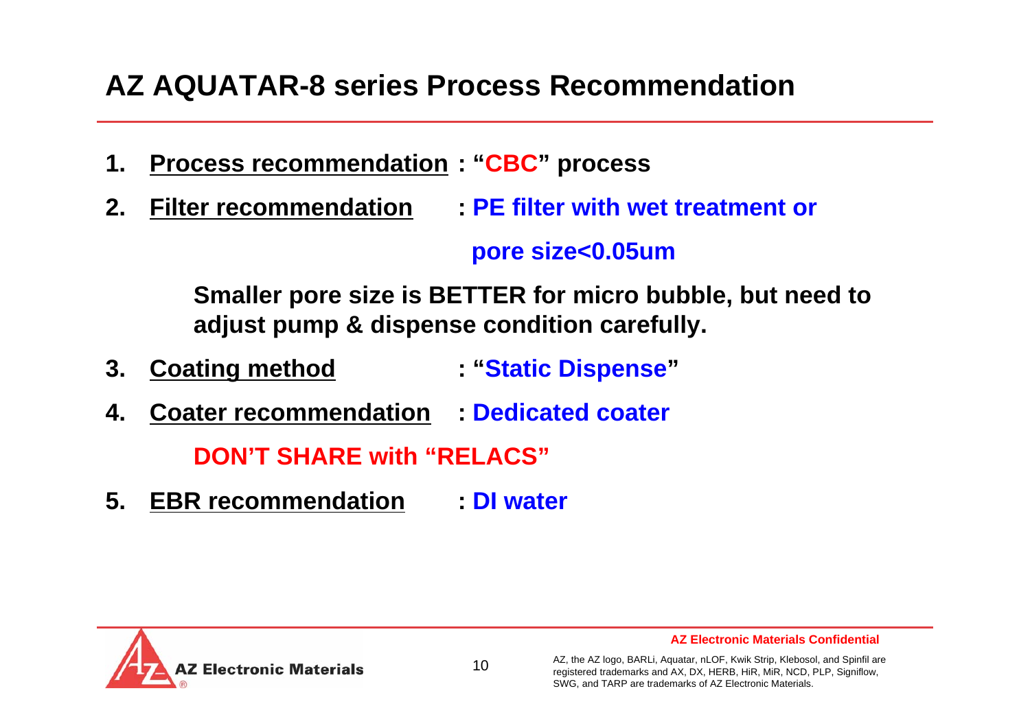# AZ AQUATAR-8 series Process Recommendation

1. **Process recommendation : "CBC" process**
2. **Filter recommendation : PE filter with wet treatment or pore size<0.05um**

   **Smaller pore size is BETTER for micro bubble, but need to adjust pump & dispense condition carefully.**

3. **Coating method : "Static Dispense"**
4. **Coater recommendation : Dedicated coater**

   **DON'T SHARE with "RELACS"**

5. **EBR recommendation : DI water**

AZ Electronic Materials Confidential

AZ, the AZ logo, BARLi, Aquatar, nLOF, Kwik Strip, Klebosol, and Spinfil are registered trademarks and AX, DX, HERB, HiR, MiR, NCD, PLP, Signiflow, SWG, and TARP are trademarks of AZ Electronic Materials.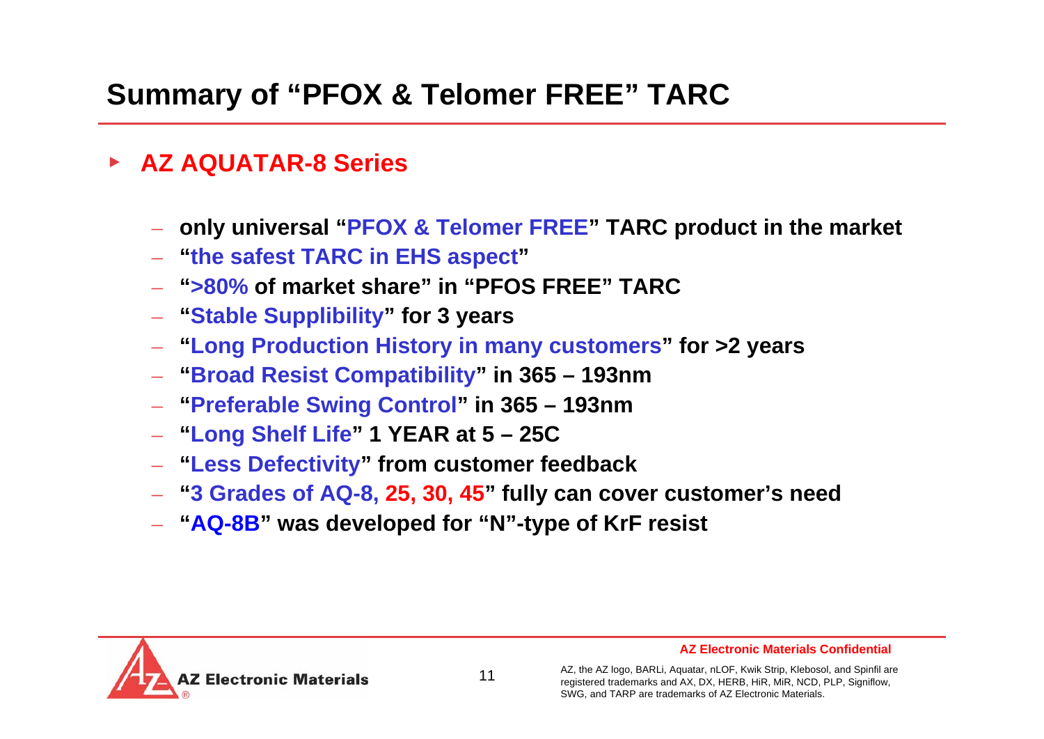# Summary of "PFOX & Telomer FREE" TARC

- **AZ AQUATAR-8 Series**
  - **only universal "PFOX & Telomer FREE" TARC product in the market**
  - **"the safest TARC in EHS aspect"**
  - **">80% of market share" in "PFOS FREE" TARC**
  - **"Stable Supplibility" for 3 years**
  - **"Long Production History in many customers" for >2 years**
  - **"Broad Resist Compatibility" in 365 – 193nm**
  - **"Preferable Swing Control" in 365 – 193nm**
  - **"Long Shelf Life" 1 YEAR at 5 – 25C**
  - **"Less Defectivity" from customer feedback**
  - **"3 Grades of AQ-8, 25, 30, 45" fully can cover customer's need**
  - **"AQ-8B" was developed for "N"-type of KrF resist**

**AZ Electronic Materials Confidential**

AZ, the AZ logo, BARLi, Aquatar, nLOF, Kwik Strip, Klebosol, and Spinfil are registered trademarks and AX, DX, HERB, HiR, MiR, NCD, PLP, Signiflow, SWG, and TARP are trademarks of AZ Electronic Materials.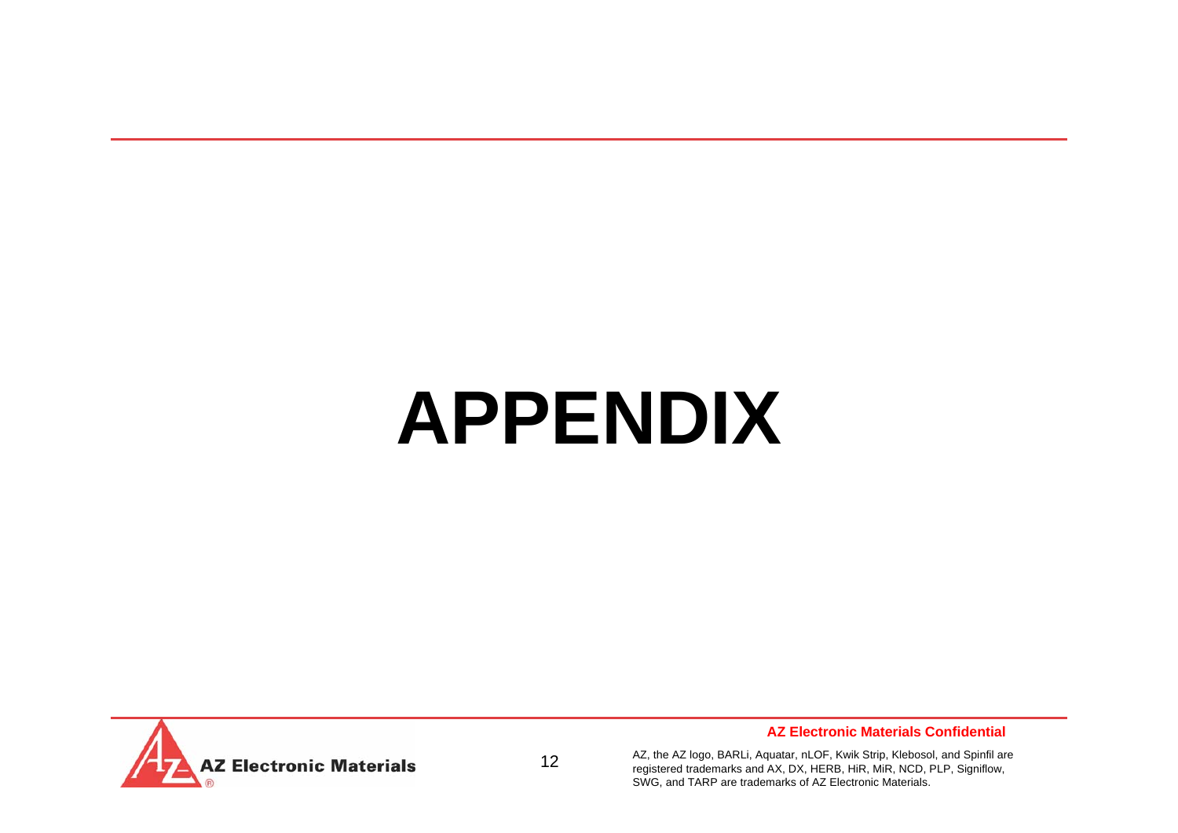# APPENDIX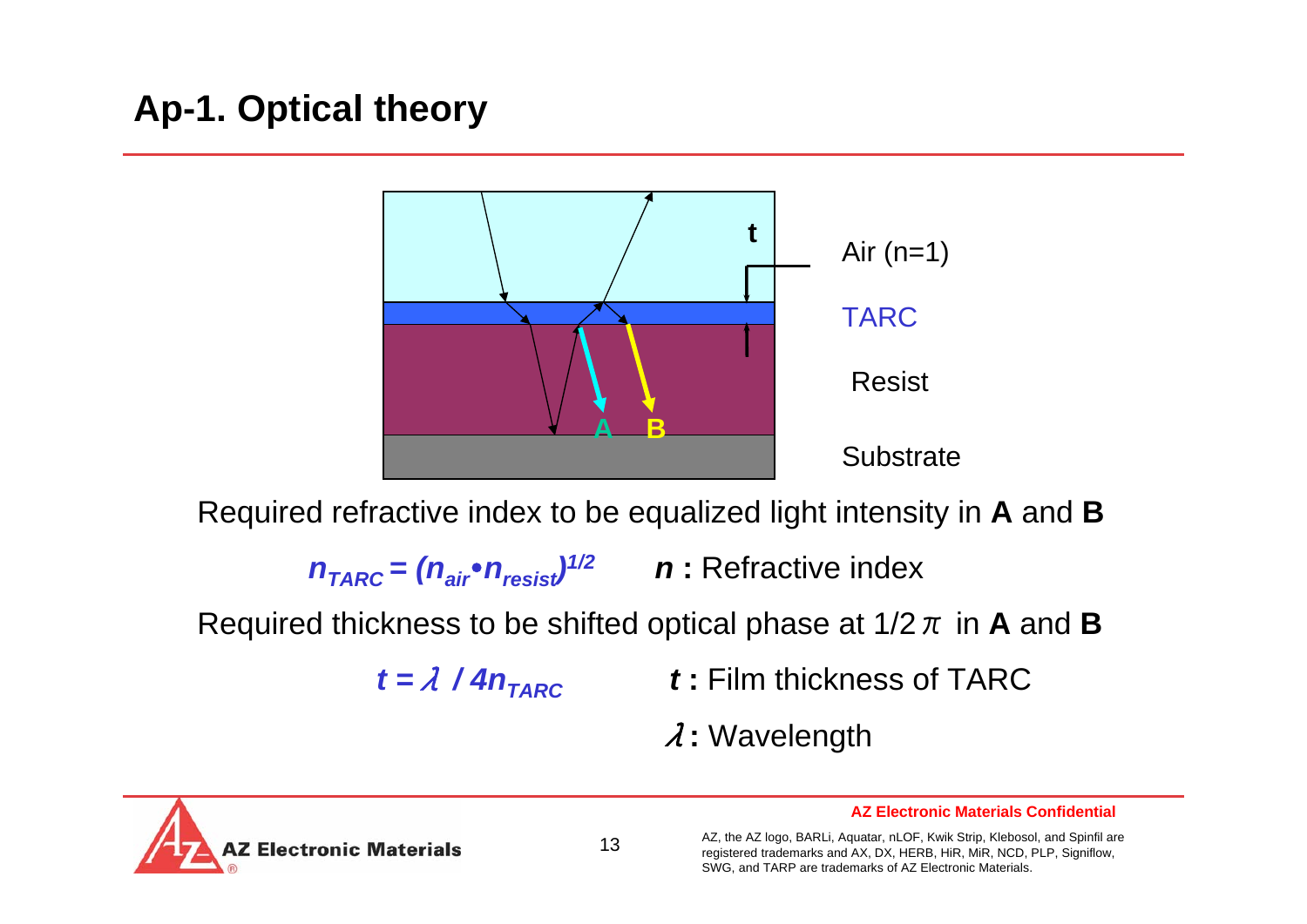## Ap-1. Optical theory

t

Air (n=1)

TARC

Resist

Substrate

A B

Required refractive index to be equalized light intensity in **A** and **B**

$n_{TARC} = (n_{air} \cdot n_{resist})^{1/2}$ **n :** Refractive index

Required thickness to be shifted optical phase at $1/2\pi$ in **A** and **B**

$t = \lambda / 4n_{TARC}$ **t :** Film thickness of TARC

**λ :** Wavelength

**AZ Electronic Materials Confidential**

AZ, the AZ logo, BARLi, Aquatar, nLOF, Kwik Strip, Klebosol, and Spinfil are registered trademarks and AX, DX, HERB, HiR, MiR, NCD, PLP, Signiflow, SWG, and TARP are trademarks of AZ Electronic Materials.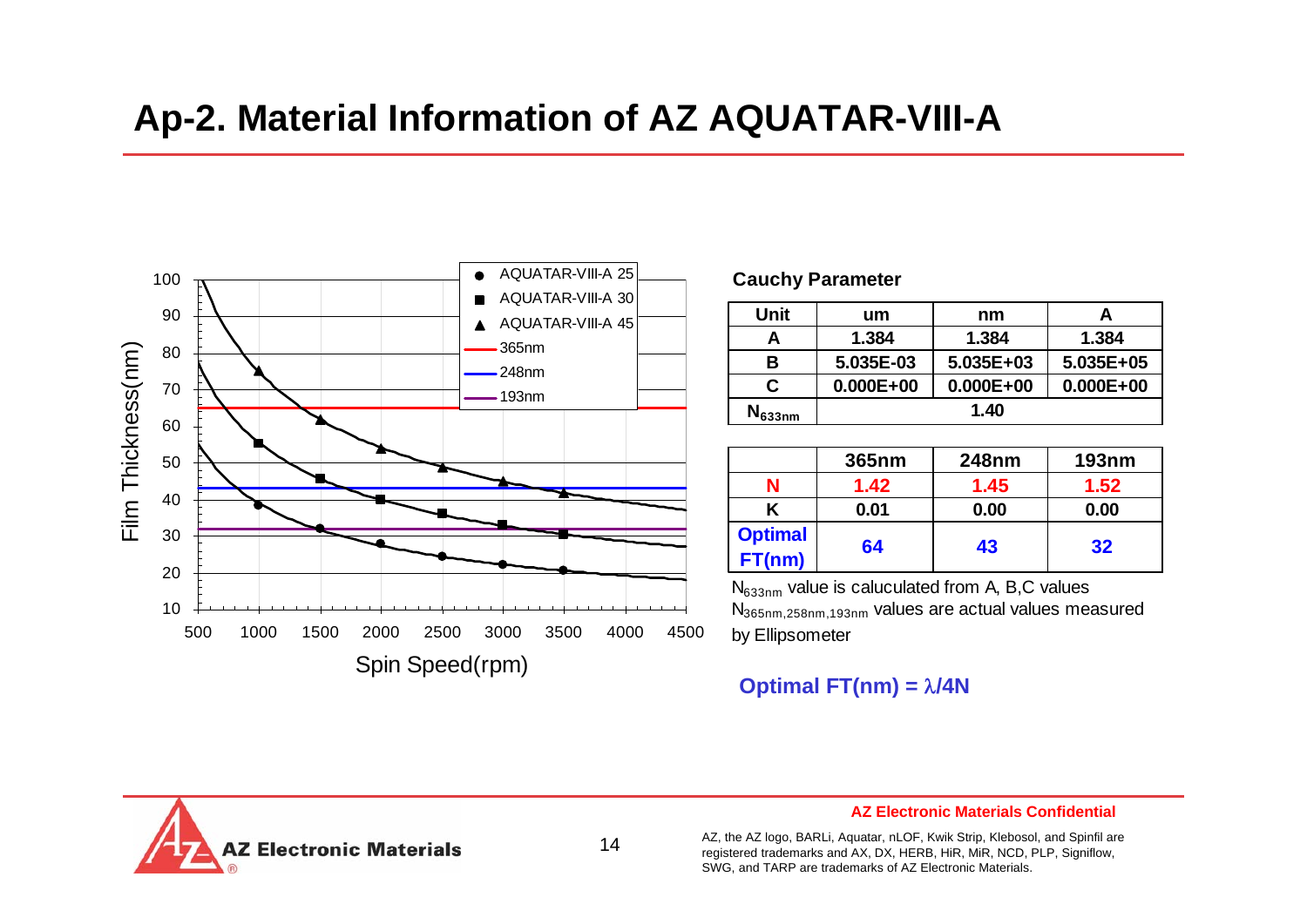# Ap-2. Material Information of AZ AQUATAR-VIII-A

**Cauchy Parameter**

| Unit | um | nm | A |
| --- | --- | --- | --- |
| A | 1.384 | 1.384 | 1.384 |
| B | 5.035E-03 | 5.035E+03 | 5.035E+05 |
| C | 0.000E+00 | 0.000E+00 | 0.000E+00 |
| $N_{633nm}$ | 1.40 | | |

| | 365nm | 248nm | 193nm |
| --- | --- | --- | --- |
| N | 1.42 | 1.45 | 1.52 |
| K | 0.01 | 0.00 | 0.00 |
| Optimal FT(nm) | 64 | 43 | 32 |

$N_{633nm}$ value is caluculated from A, B,C values

$N_{365nm,258nm,193nm}$ values are actual values measured by Ellipsometer

**Optimal FT(nm) = $\lambda$/4N**

**AZ Electronic Materials Confidential**

AZ, the AZ logo, BARLi, Aquatar, nLOF, Kwik Strip, Klebosol, and Spinfil are registered trademarks and AX, DX, HERB, HiR, MiR, NCD, PLP, Signiflow, SWG, and TARP are trademarks of AZ Electronic Materials.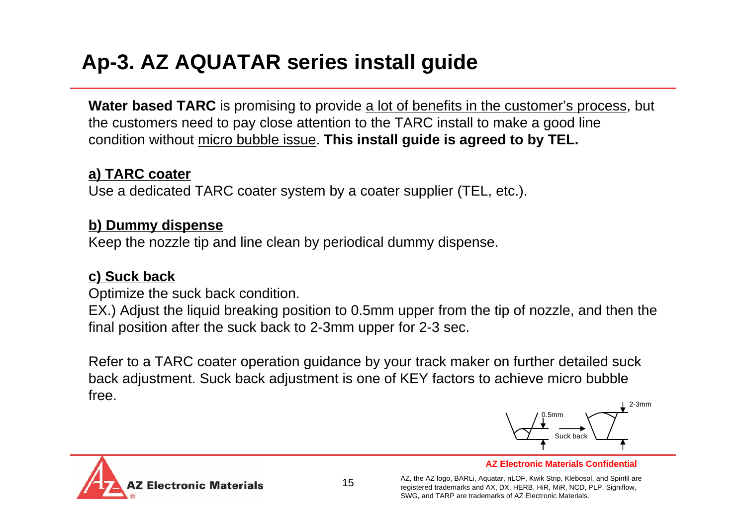# Ap-3. AZ AQUATAR series install guide

**Water based TARC** is promising to provide a lot of benefits in the customer's process, but the customers need to pay close attention to the TARC install to make a good line condition without micro bubble issue. **This install guide is agreed to by TEL.**

**a) TARC coater**

Use a dedicated TARC coater system by a coater supplier (TEL, etc.).

**b) Dummy dispense**

Keep the nozzle tip and line clean by periodical dummy dispense.

**c) Suck back**

Optimize the suck back condition.

EX.) Adjust the liquid breaking position to 0.5mm upper from the tip of nozzle, and then the final position after the suck back to 2-3mm upper for 2-3 sec.

Refer to a TARC coater operation guidance by your track maker on further detailed suck back adjustment. Suck back adjustment is one of KEY factors to achieve micro bubble free.

0.5mm → Suck back → 2-3mm

AZ Electronic Materials Confidential

AZ, the AZ logo, BARLi, Aquatar, nLOF, Kwik Strip, Klebosol, and Spinfil are registered trademarks and AX, DX, HERB, HiR, MiR, NCD, PLP, Signiflow, SWG, and TARP are trademarks of AZ Electronic Materials.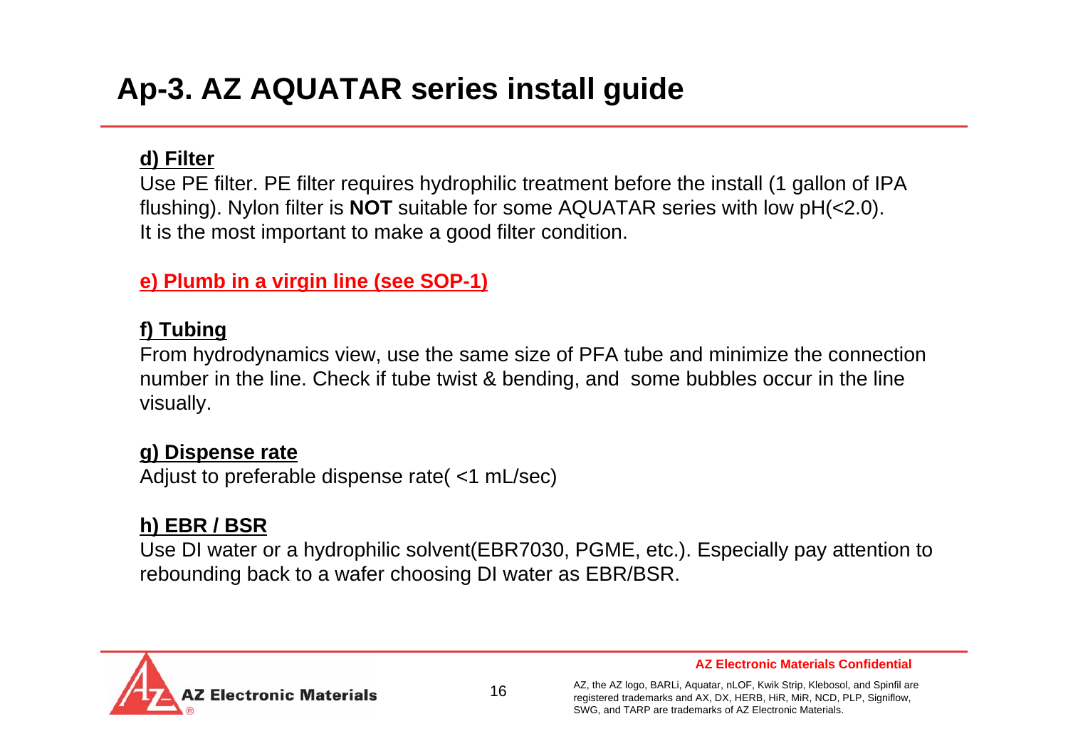# Ap-3. AZ AQUATAR series install guide

**d) Filter**

Use PE filter. PE filter requires hydrophilic treatment before the install (1 gallon of IPA flushing). Nylon filter is **NOT** suitable for some AQUATAR series with low pH(<2.0).
It is the most important to make a good filter condition.

**e) Plumb in a virgin line (see SOP-1)**

**f) Tubing**

From hydrodynamics view, use the same size of PFA tube and minimize the connection number in the line. Check if tube twist & bending, and some bubbles occur in the line visually.

**g) Dispense rate**

Adjust to preferable dispense rate( <1 mL/sec)

**h) EBR / BSR**

Use DI water or a hydrophilic solvent(EBR7030, PGME, etc.). Especially pay attention to rebounding back to a wafer choosing DI water as EBR/BSR.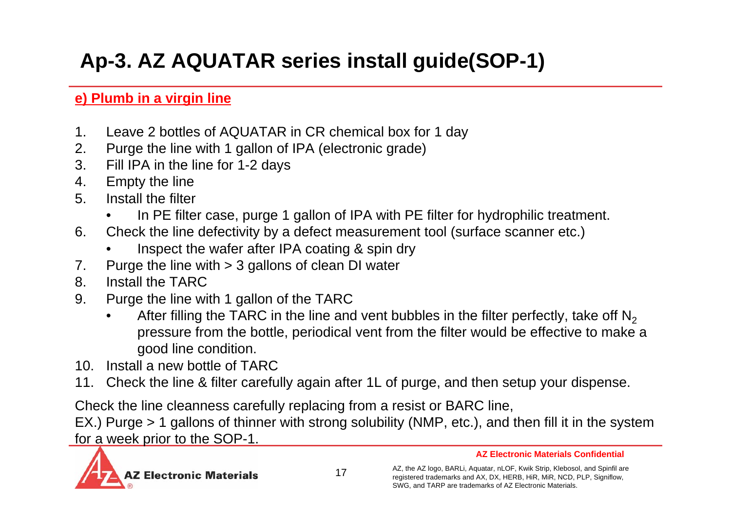# Ap-3. AZ AQUATAR series install guide(SOP-1)

**e) Plumb in a virgin line**

1. Leave 2 bottles of AQUATAR in CR chemical box for 1 day
2. Purge the line with 1 gallon of IPA (electronic grade)
3. Fill IPA in the line for 1-2 days
4. Empty the line
5. Install the filter
   - In PE filter case, purge 1 gallon of IPA with PE filter for hydrophilic treatment.
6. Check the line defectivity by a defect measurement tool (surface scanner etc.)
   - Inspect the wafer after IPA coating & spin dry
7. Purge the line with > 3 gallons of clean DI water
8. Install the TARC
9. Purge the line with 1 gallon of the TARC
   - After filling the TARC in the line and vent bubbles in the filter perfectly, take off $N_2$ pressure from the bottle, periodical vent from the filter would be effective to make a good line condition.
10. Install a new bottle of TARC
11. Check the line & filter carefully again after 1L of purge, and then setup your dispense.

Check the line cleanness carefully replacing from a resist or BARC line,
EX.) Purge > 1 gallons of thinner with strong solubility (NMP, etc.), and then fill it in the system for a week prior to the SOP-1.

AZ Electronic Materials Confidential

AZ, the AZ logo, BARLi, Aquatar, nLOF, Kwik Strip, Klebosol, and Spinfil are registered trademarks and AX, DX, HERB, HiR, MiR, NCD, PLP, Signiflow, SWG, and TARP are trademarks of AZ Electronic Materials.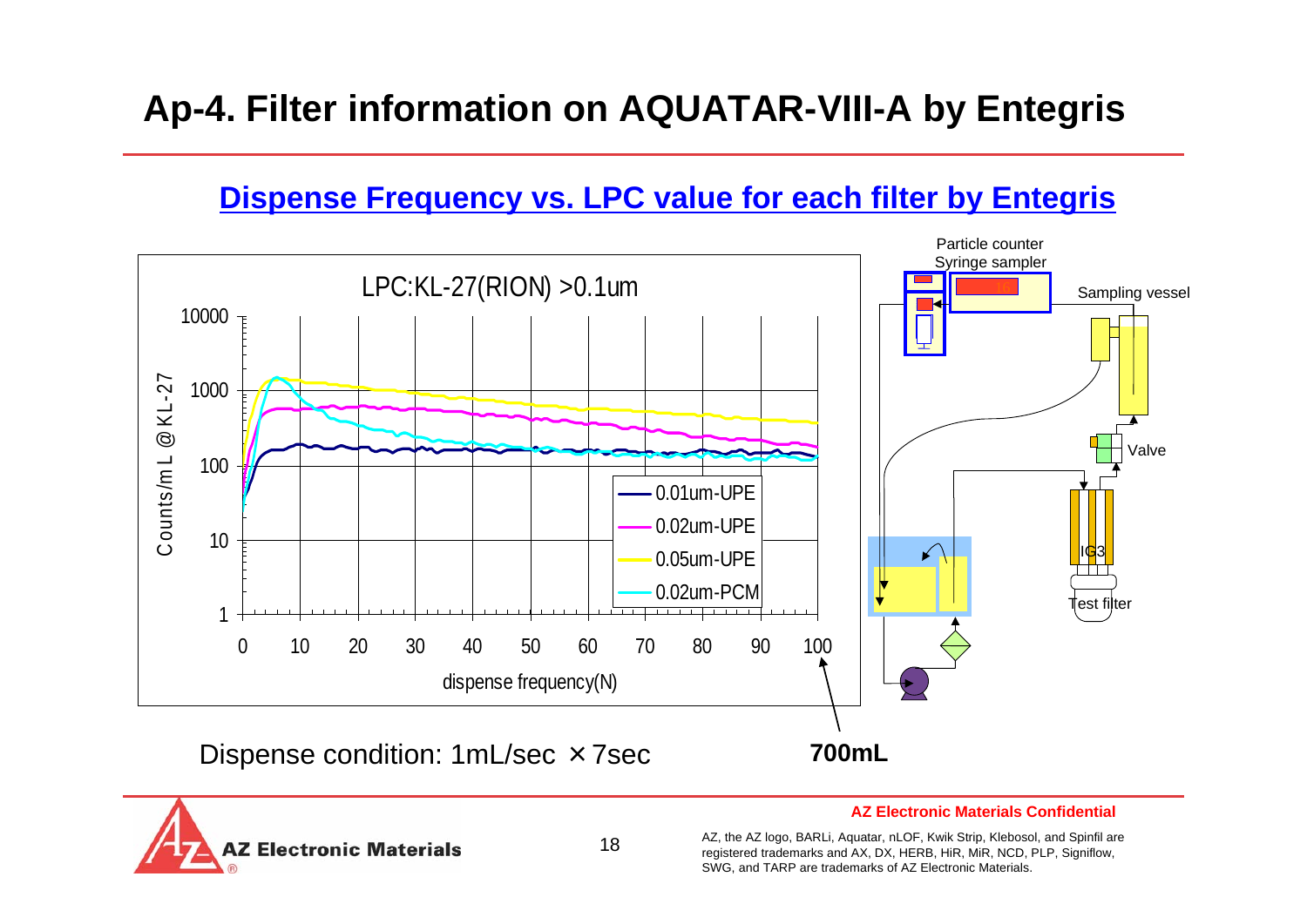# Ap-4. Filter information on AQUATAR-VIII-A by Entegris

## Dispense Frequency vs. LPC value for each filter by Entegris

LPC:KL-27(RION) >0.1um

Counts/mL @KL-27

dispense frequency(N)

- 0.01um-UPE
- 0.02um-UPE
- 0.05um-UPE
- 0.02um-PCM

Particle counter
Syringe sampler

Sampling vessel

Valve

IG3

Test filter

Dispense condition: 1mL/sec ×7sec

**700mL**

**AZ Electronic Materials Confidential**

AZ, the AZ logo, BARLi, Aquatar, nLOF, Kwik Strip, Klebosol, and Spinfil are registered trademarks and AX, DX, HERB, HiR, MiR, NCD, PLP, Signiflow, SWG, and TARP are trademarks of AZ Electronic Materials.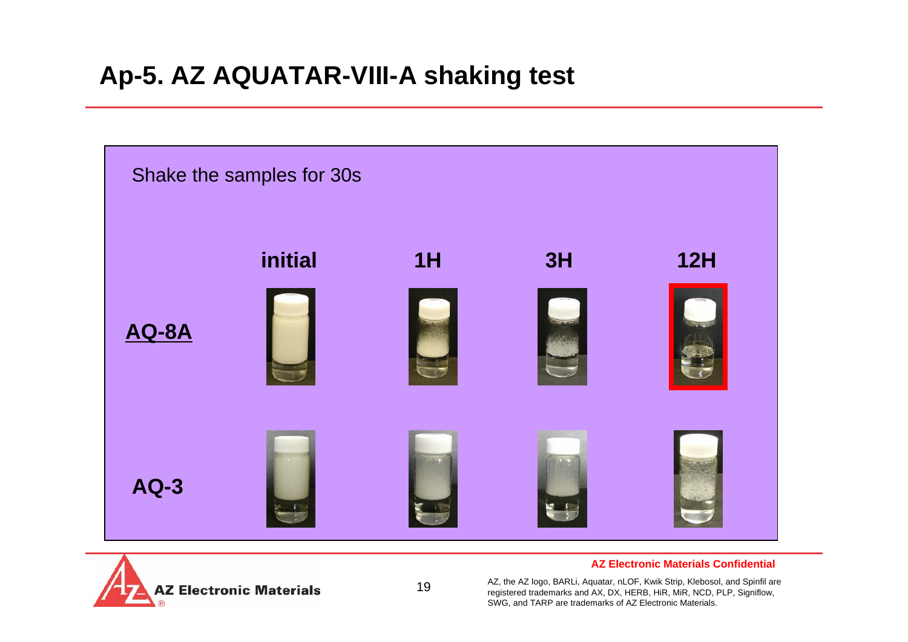# Ap-5. AZ AQUATAR-VIII-A shaking test

Shake the samples for 30s

| | initial | 1H | 3H | 12H |
|---|---|---|---|---|
| **AQ-8A** | | | | |
| **AQ-3** | | | | |

**AZ Electronic Materials Confidential**

AZ, the AZ logo, BARLi, Aquatar, nLOF, Kwik Strip, Klebosol, and Spinfil are registered trademarks and AX, DX, HERB, HiR, MiR, NCD, PLP, Signiflow, SWG, and TARP are trademarks of AZ Electronic Materials.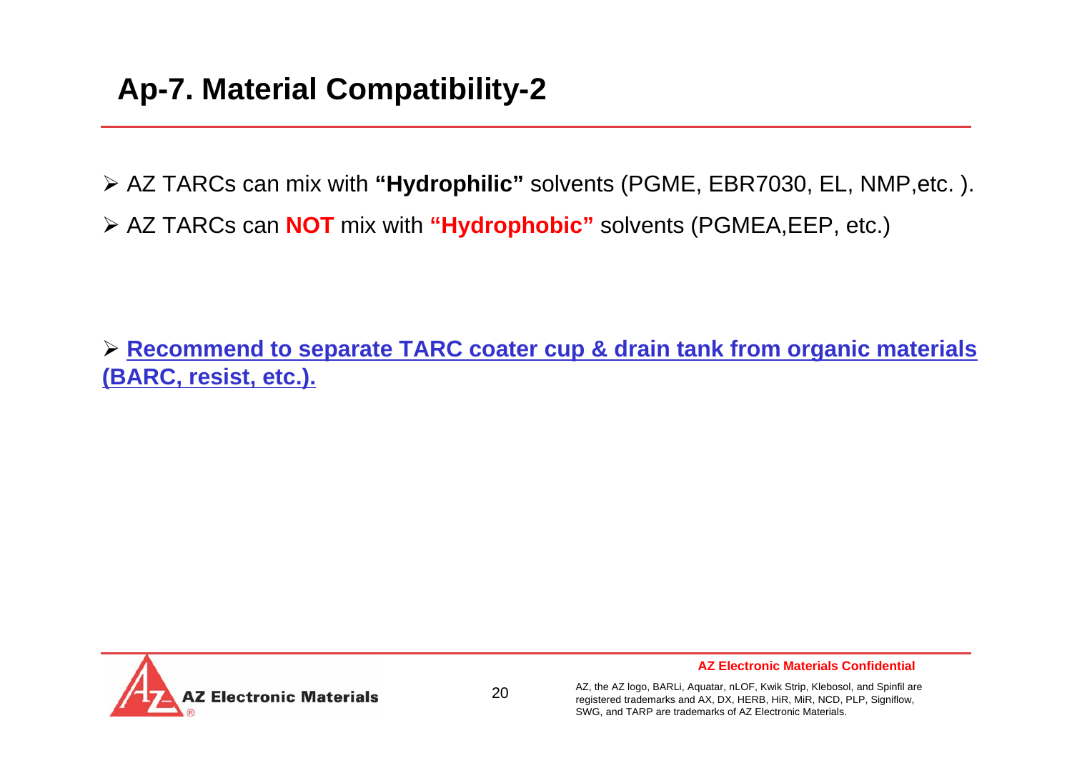# Ap-7. Material Compatibility-2

- AZ TARCs can mix with **"Hydrophilic"** solvents (PGME, EBR7030, EL, NMP,etc. ).
- AZ TARCs can **NOT** mix with **"Hydrophobic"** solvents (PGMEA,EEP, etc.)

- **Recommend to separate TARC coater cup & drain tank from organic materials (BARC, resist, etc.).**

AZ Electronic Materials Confidential

AZ, the AZ logo, BARLi, Aquatar, nLOF, Kwik Strip, Klebosol, and Spinfil are registered trademarks and AX, DX, HERB, HiR, MiR, NCD, PLP, Signiflow, SWG, and TARP are trademarks of AZ Electronic Materials.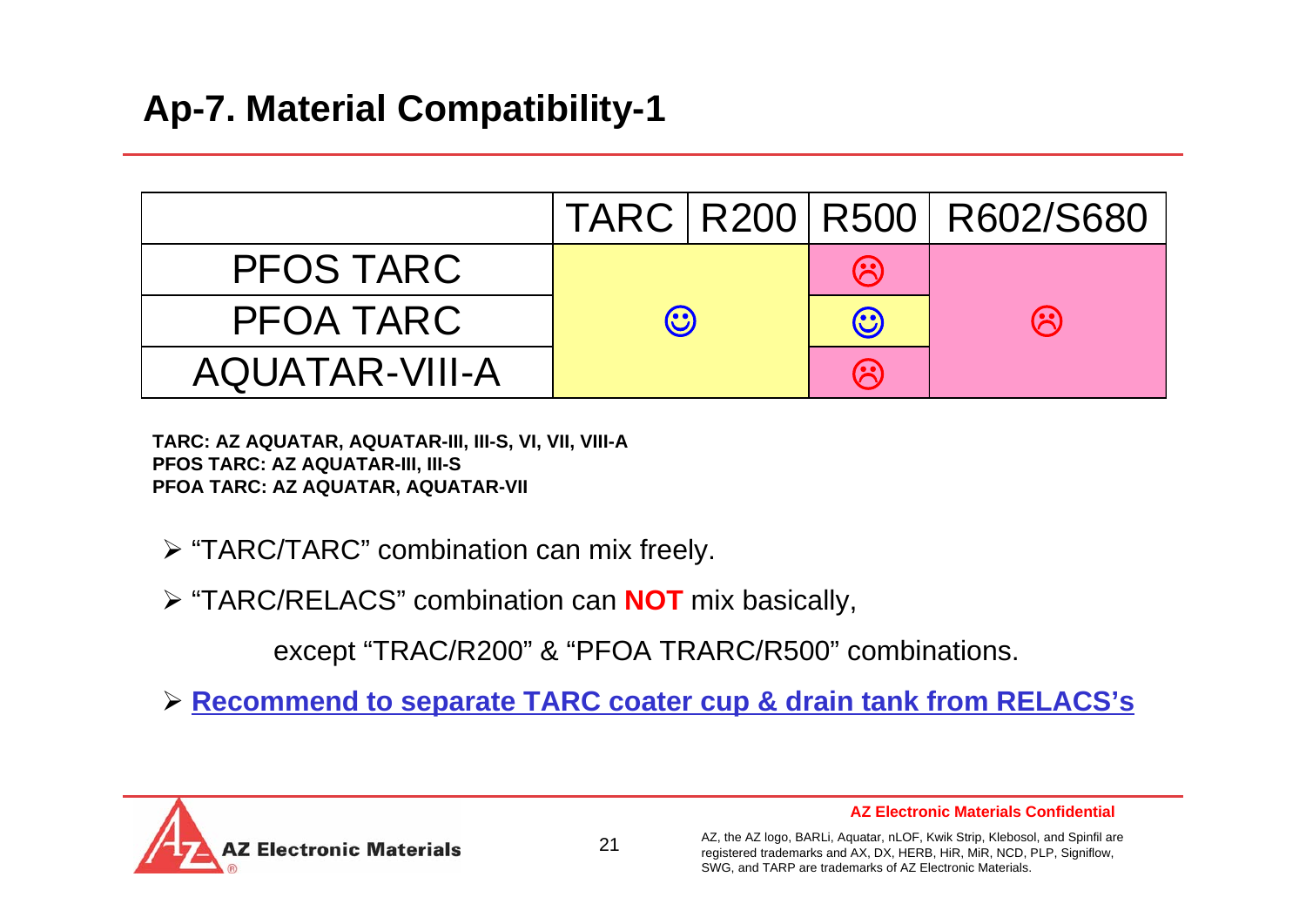## Ap-7. Material Compatibility-1

| | TARC | R200 | R500 | R602/S680 |
|---|---|---|---|---|
| PFOS TARC | ☺ | ☺ | ☹ | ☹ |
| PFOA TARC | ☺ | ☺ | ☺ | ☹ |
| AQUATAR-VIII-A | ☺ | ☺ | ☹ | ☹ |

**TARC: AZ AQUATAR, AQUATAR-III, III-S, VI, VII, VIII-A**
**PFOS TARC: AZ AQUATAR-III, III-S**
**PFOA TARC: AZ AQUATAR, AQUATAR-VII**

- "TARC/TARC" combination can mix freely.
- "TARC/RELACS" combination can **NOT** mix basically,

  except "TRAC/R200" & "PFOA TRARC/R500" combinations.
- **Recommend to separate TARC coater cup & drain tank from RELACS's**

AZ Electronic Materials

**AZ Electronic Materials Confidential**

AZ, the AZ logo, BARLi, Aquatar, nLOF, Kwik Strip, Klebosol, and Spinfil are registered trademarks and AX, DX, HERB, HiR, MiR, NCD, PLP, Signiflow, SWG, and TARP are trademarks of AZ Electronic Materials.